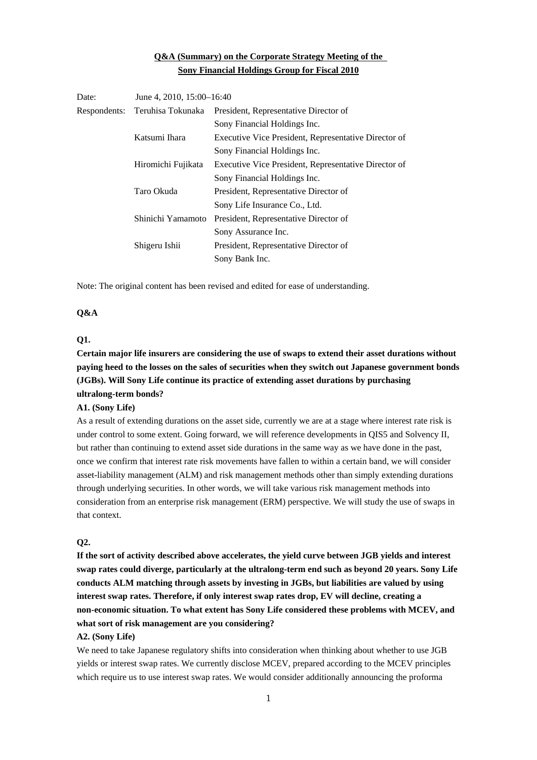**Q&A (Summary) on the Corporate Strategy Meeting of the**
**Sony Financial Holdings Group for Fiscal 2010**

| | | |
|---|---|---|
| Date: | June 4, 2010, 15:00–16:40 | |
| Respondents: | Teruhisa Tokunaka | President, Representative Director of Sony Financial Holdings Inc. |
| | Katsumi Ihara | Executive Vice President, Representative Director of Sony Financial Holdings Inc. |
| | Hiromichi Fujikata | Executive Vice President, Representative Director of Sony Financial Holdings Inc. |
| | Taro Okuda | President, Representative Director of Sony Life Insurance Co., Ltd. |
| | Shinichi Yamamoto | President, Representative Director of Sony Assurance Inc. |
| | Shigeru Ishii | President, Representative Director of Sony Bank Inc. |

Note: The original content has been revised and edited for ease of understanding.

**Q&A**

**Q1.**

**Certain major life insurers are considering the use of swaps to extend their asset durations without paying heed to the losses on the sales of securities when they switch out Japanese government bonds (JGBs). Will Sony Life continue its practice of extending asset durations by purchasing ultralong-term bonds?**

**A1. (Sony Life)**

As a result of extending durations on the asset side, currently we are at a stage where interest rate risk is under control to some extent. Going forward, we will reference developments in QIS5 and Solvency II, but rather than continuing to extend asset side durations in the same way as we have done in the past, once we confirm that interest rate risk movements have fallen to within a certain band, we will consider asset-liability management (ALM) and risk management methods other than simply extending durations through underlying securities. In other words, we will take various risk management methods into consideration from an enterprise risk management (ERM) perspective. We will study the use of swaps in that context.

**Q2.**

**If the sort of activity described above accelerates, the yield curve between JGB yields and interest swap rates could diverge, particularly at the ultralong-term end such as beyond 20 years. Sony Life conducts ALM matching through assets by investing in JGBs, but liabilities are valued by using interest swap rates. Therefore, if only interest swap rates drop, EV will decline, creating a non-economic situation. To what extent has Sony Life considered these problems with MCEV, and what sort of risk management are you considering?**

**A2. (Sony Life)**

We need to take Japanese regulatory shifts into consideration when thinking about whether to use JGB yields or interest swap rates. We currently disclose MCEV, prepared according to the MCEV principles which require us to use interest swap rates. We would consider additionally announcing the proforma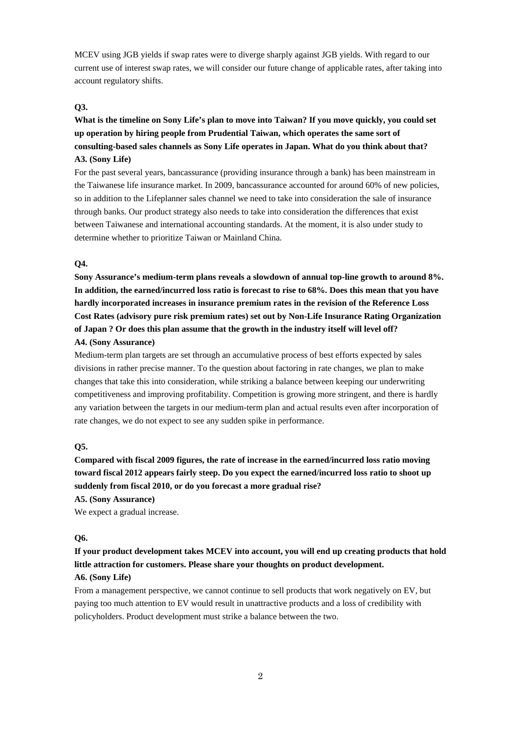MCEV using JGB yields if swap rates were to diverge sharply against JGB yields. With regard to our current use of interest swap rates, we will consider our future change of applicable rates, after taking into account regulatory shifts.

**Q3.**

**What is the timeline on Sony Life's plan to move into Taiwan? If you move quickly, you could set up operation by hiring people from Prudential Taiwan, which operates the same sort of consulting-based sales channels as Sony Life operates in Japan. What do you think about that?**

**A3. (Sony Life)**

For the past several years, bancassurance (providing insurance through a bank) has been mainstream in the Taiwanese life insurance market. In 2009, bancassurance accounted for around 60% of new policies, so in addition to the Lifeplanner sales channel we need to take into consideration the sale of insurance through banks. Our product strategy also needs to take into consideration the differences that exist between Taiwanese and international accounting standards. At the moment, it is also under study to determine whether to prioritize Taiwan or Mainland China.

**Q4.**

**Sony Assurance's medium-term plans reveals a slowdown of annual top-line growth to around 8%. In addition, the earned/incurred loss ratio is forecast to rise to 68%. Does this mean that you have hardly incorporated increases in insurance premium rates in the revision of the Reference Loss Cost Rates (advisory pure risk premium rates) set out by Non-Life Insurance Rating Organization of Japan ? Or does this plan assume that the growth in the industry itself will level off?**

**A4. (Sony Assurance)**

Medium-term plan targets are set through an accumulative process of best efforts expected by sales divisions in rather precise manner. To the question about factoring in rate changes, we plan to make changes that take this into consideration, while striking a balance between keeping our underwriting competitiveness and improving profitability. Competition is growing more stringent, and there is hardly any variation between the targets in our medium-term plan and actual results even after incorporation of rate changes, we do not expect to see any sudden spike in performance.

**Q5.**

**Compared with fiscal 2009 figures, the rate of increase in the earned/incurred loss ratio moving toward fiscal 2012 appears fairly steep. Do you expect the earned/incurred loss ratio to shoot up suddenly from fiscal 2010, or do you forecast a more gradual rise?**

**A5. (Sony Assurance)**

We expect a gradual increase.

**Q6.**

**If your product development takes MCEV into account, you will end up creating products that hold little attraction for customers. Please share your thoughts on product development.**

**A6. (Sony Life)**

From a management perspective, we cannot continue to sell products that work negatively on EV, but paying too much attention to EV would result in unattractive products and a loss of credibility with policyholders. Product development must strike a balance between the two.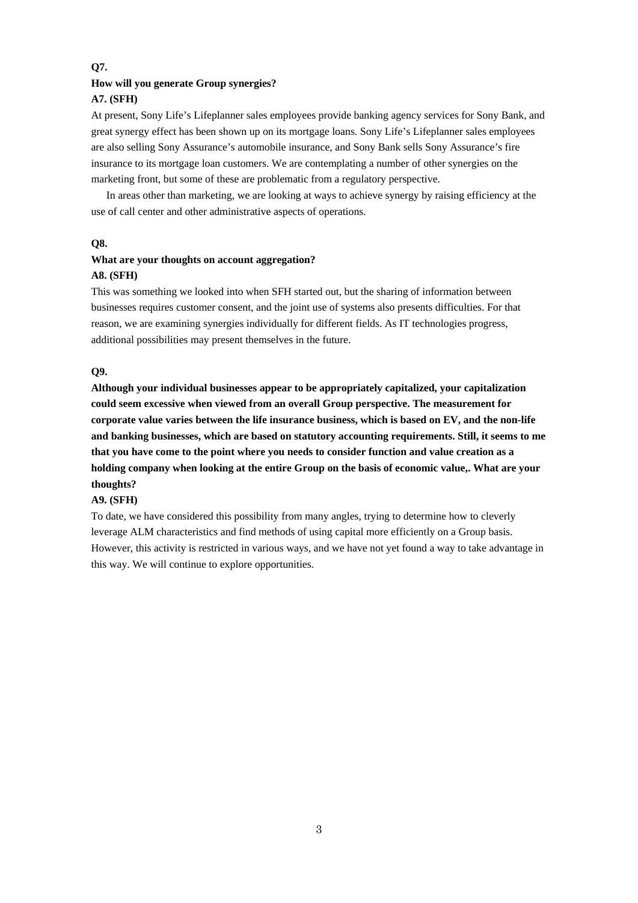**Q7.**

**How will you generate Group synergies?**

**A7. (SFH)**

At present, Sony Life's Lifeplanner sales employees provide banking agency services for Sony Bank, and great synergy effect has been shown up on its mortgage loans. Sony Life's Lifeplanner sales employees are also selling Sony Assurance's automobile insurance, and Sony Bank sells Sony Assurance's fire insurance to its mortgage loan customers. We are contemplating a number of other synergies on the marketing front, but some of these are problematic from a regulatory perspective.

In areas other than marketing, we are looking at ways to achieve synergy by raising efficiency at the use of call center and other administrative aspects of operations.

**Q8.**

**What are your thoughts on account aggregation?**

**A8. (SFH)**

This was something we looked into when SFH started out, but the sharing of information between businesses requires customer consent, and the joint use of systems also presents difficulties. For that reason, we are examining synergies individually for different fields. As IT technologies progress, additional possibilities may present themselves in the future.

**Q9.**

**Although your individual businesses appear to be appropriately capitalized, your capitalization could seem excessive when viewed from an overall Group perspective. The measurement for corporate value varies between the life insurance business, which is based on EV, and the non-life and banking businesses, which are based on statutory accounting requirements. Still, it seems to me that you have come to the point where you needs to consider function and value creation as a holding company when looking at the entire Group on the basis of economic value,. What are your thoughts?**

**A9. (SFH)**

To date, we have considered this possibility from many angles, trying to determine how to cleverly leverage ALM characteristics and find methods of using capital more efficiently on a Group basis. However, this activity is restricted in various ways, and we have not yet found a way to take advantage in this way. We will continue to explore opportunities.